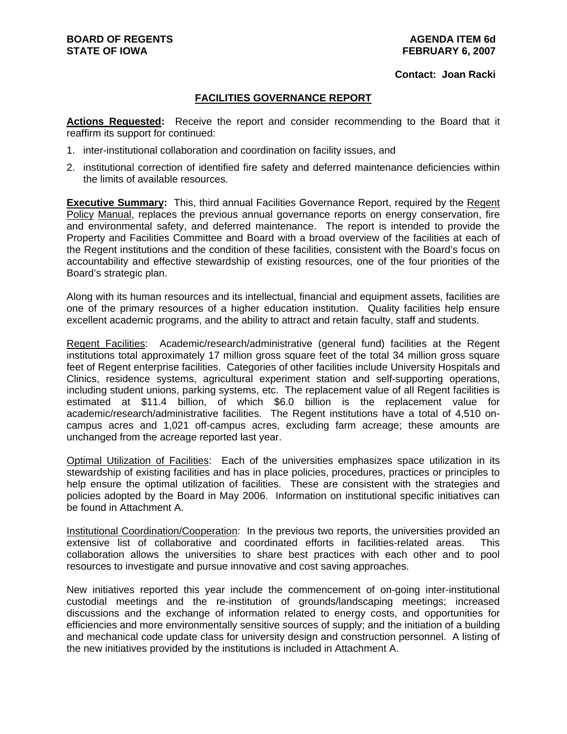**BOARD OF REGENTS**
**STATE OF IOWA**

**AGENDA ITEM 6d**
**FEBRUARY 6, 2007**

**Contact: Joan Racki**

## FACILITIES GOVERNANCE REPORT

**Actions Requested:** Receive the report and consider recommending to the Board that it reaffirm its support for continued:

1. inter-institutional collaboration and coordination on facility issues, and
2. institutional correction of identified fire safety and deferred maintenance deficiencies within the limits of available resources.

**Executive Summary:** This, third annual Facilities Governance Report, required by the Regent Policy Manual, replaces the previous annual governance reports on energy conservation, fire and environmental safety, and deferred maintenance. The report is intended to provide the Property and Facilities Committee and Board with a broad overview of the facilities at each of the Regent institutions and the condition of these facilities, consistent with the Board's focus on accountability and effective stewardship of existing resources, one of the four priorities of the Board's strategic plan.

Along with its human resources and its intellectual, financial and equipment assets, facilities are one of the primary resources of a higher education institution. Quality facilities help ensure excellent academic programs, and the ability to attract and retain faculty, staff and students.

Regent Facilities: Academic/research/administrative (general fund) facilities at the Regent institutions total approximately 17 million gross square feet of the total 34 million gross square feet of Regent enterprise facilities. Categories of other facilities include University Hospitals and Clinics, residence systems, agricultural experiment station and self-supporting operations, including student unions, parking systems, etc. The replacement value of all Regent facilities is estimated at $11.4 billion, of which $6.0 billion is the replacement value for academic/research/administrative facilities. The Regent institutions have a total of 4,510 on-campus acres and 1,021 off-campus acres, excluding farm acreage; these amounts are unchanged from the acreage reported last year.

Optimal Utilization of Facilities: Each of the universities emphasizes space utilization in its stewardship of existing facilities and has in place policies, procedures, practices or principles to help ensure the optimal utilization of facilities. These are consistent with the strategies and policies adopted by the Board in May 2006. Information on institutional specific initiatives can be found in Attachment A.

Institutional Coordination/Cooperation: In the previous two reports, the universities provided an extensive list of collaborative and coordinated efforts in facilities-related areas. This collaboration allows the universities to share best practices with each other and to pool resources to investigate and pursue innovative and cost saving approaches.

New initiatives reported this year include the commencement of on-going inter-institutional custodial meetings and the re-institution of grounds/landscaping meetings; increased discussions and the exchange of information related to energy costs, and opportunities for efficiencies and more environmentally sensitive sources of supply; and the initiation of a building and mechanical code update class for university design and construction personnel. A listing of the new initiatives provided by the institutions is included in Attachment A.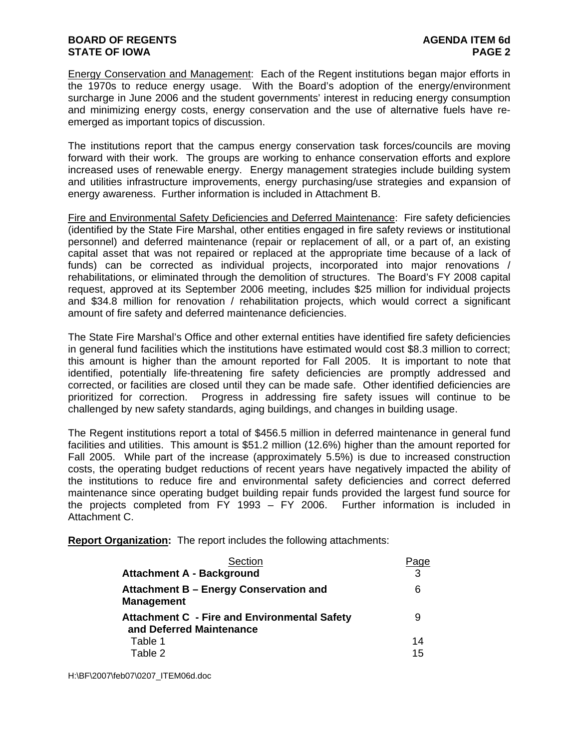Energy Conservation and Management: Each of the Regent institutions began major efforts in the 1970s to reduce energy usage. With the Board's adoption of the energy/environment surcharge in June 2006 and the student governments' interest in reducing energy consumption and minimizing energy costs, energy conservation and the use of alternative fuels have re-emerged as important topics of discussion.

The institutions report that the campus energy conservation task forces/councils are moving forward with their work. The groups are working to enhance conservation efforts and explore increased uses of renewable energy. Energy management strategies include building system and utilities infrastructure improvements, energy purchasing/use strategies and expansion of energy awareness. Further information is included in Attachment B.

Fire and Environmental Safety Deficiencies and Deferred Maintenance: Fire safety deficiencies (identified by the State Fire Marshal, other entities engaged in fire safety reviews or institutional personnel) and deferred maintenance (repair or replacement of all, or a part of, an existing capital asset that was not repaired or replaced at the appropriate time because of a lack of funds) can be corrected as individual projects, incorporated into major renovations / rehabilitations, or eliminated through the demolition of structures. The Board's FY 2008 capital request, approved at its September 2006 meeting, includes $25 million for individual projects and $34.8 million for renovation / rehabilitation projects, which would correct a significant amount of fire safety and deferred maintenance deficiencies.

The State Fire Marshal's Office and other external entities have identified fire safety deficiencies in general fund facilities which the institutions have estimated would cost $8.3 million to correct; this amount is higher than the amount reported for Fall 2005. It is important to note that identified, potentially life-threatening fire safety deficiencies are promptly addressed and corrected, or facilities are closed until they can be made safe. Other identified deficiencies are prioritized for correction. Progress in addressing fire safety issues will continue to be challenged by new safety standards, aging buildings, and changes in building usage.

The Regent institutions report a total of $456.5 million in deferred maintenance in general fund facilities and utilities. This amount is $51.2 million (12.6%) higher than the amount reported for Fall 2005. While part of the increase (approximately 5.5%) is due to increased construction costs, the operating budget reductions of recent years have negatively impacted the ability of the institutions to reduce fire and environmental safety deficiencies and correct deferred maintenance since operating budget building repair funds provided the largest fund source for the projects completed from FY 1993 – FY 2006. Further information is included in Attachment C.

**Report Organization:** The report includes the following attachments:

| Section | Page |
|---|---|
| **Attachment A - Background** | 3 |
| **Attachment B – Energy Conservation and Management** | 6 |
| **Attachment C - Fire and Environmental Safety and Deferred Maintenance** | 9 |
| Table 1 | 14 |
| Table 2 | 15 |

H:\BF\2007\feb07\0207_ITEM06d.doc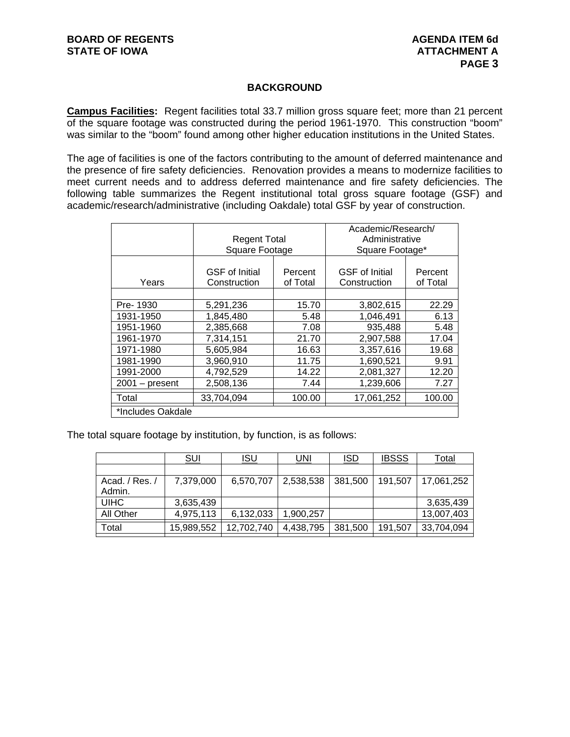## BACKGROUND

**Campus Facilities:** Regent facilities total 33.7 million gross square feet; more than 21 percent of the square footage was constructed during the period 1961-1970. This construction "boom" was similar to the "boom" found among other higher education institutions in the United States.

The age of facilities is one of the factors contributing to the amount of deferred maintenance and the presence of fire safety deficiencies. Renovation provides a means to modernize facilities to meet current needs and to address deferred maintenance and fire safety deficiencies. The following table summarizes the Regent institutional total gross square footage (GSF) and academic/research/administrative (including Oakdale) total GSF by year of construction.

| | Regent Total Square Footage | | Academic/Research/ Administrative Square Footage* | |
|---|---|---|---|---|
| Years | GSF of Initial Construction | Percent of Total | GSF of Initial Construction | Percent of Total |
| Pre- 1930 | 5,291,236 | 15.70 | 3,802,615 | 22.29 |
| 1931-1950 | 1,845,480 | 5.48 | 1,046,491 | 6.13 |
| 1951-1960 | 2,385,668 | 7.08 | 935,488 | 5.48 |
| 1961-1970 | 7,314,151 | 21.70 | 2,907,588 | 17.04 |
| 1971-1980 | 5,605,984 | 16.63 | 3,357,616 | 19.68 |
| 1981-1990 | 3,960,910 | 11.75 | 1,690,521 | 9.91 |
| 1991-2000 | 4,792,529 | 14.22 | 2,081,327 | 12.20 |
| 2001 – present | 2,508,136 | 7.44 | 1,239,606 | 7.27 |
| Total | 33,704,094 | 100.00 | 17,061,252 | 100.00 |
| *Includes Oakdale | | | | |

The total square footage by institution, by function, is as follows:

| | SUI | ISU | UNI | ISD | IBSSS | Total |
|---|---|---|---|---|---|---|
| Acad. / Res. / Admin. | 7,379,000 | 6,570,707 | 2,538,538 | 381,500 | 191,507 | 17,061,252 |
| UIHC | 3,635,439 | | | | | 3,635,439 |
| All Other | 4,975,113 | 6,132,033 | 1,900,257 | | | 13,007,403 |
| Total | 15,989,552 | 12,702,740 | 4,438,795 | 381,500 | 191,507 | 33,704,094 |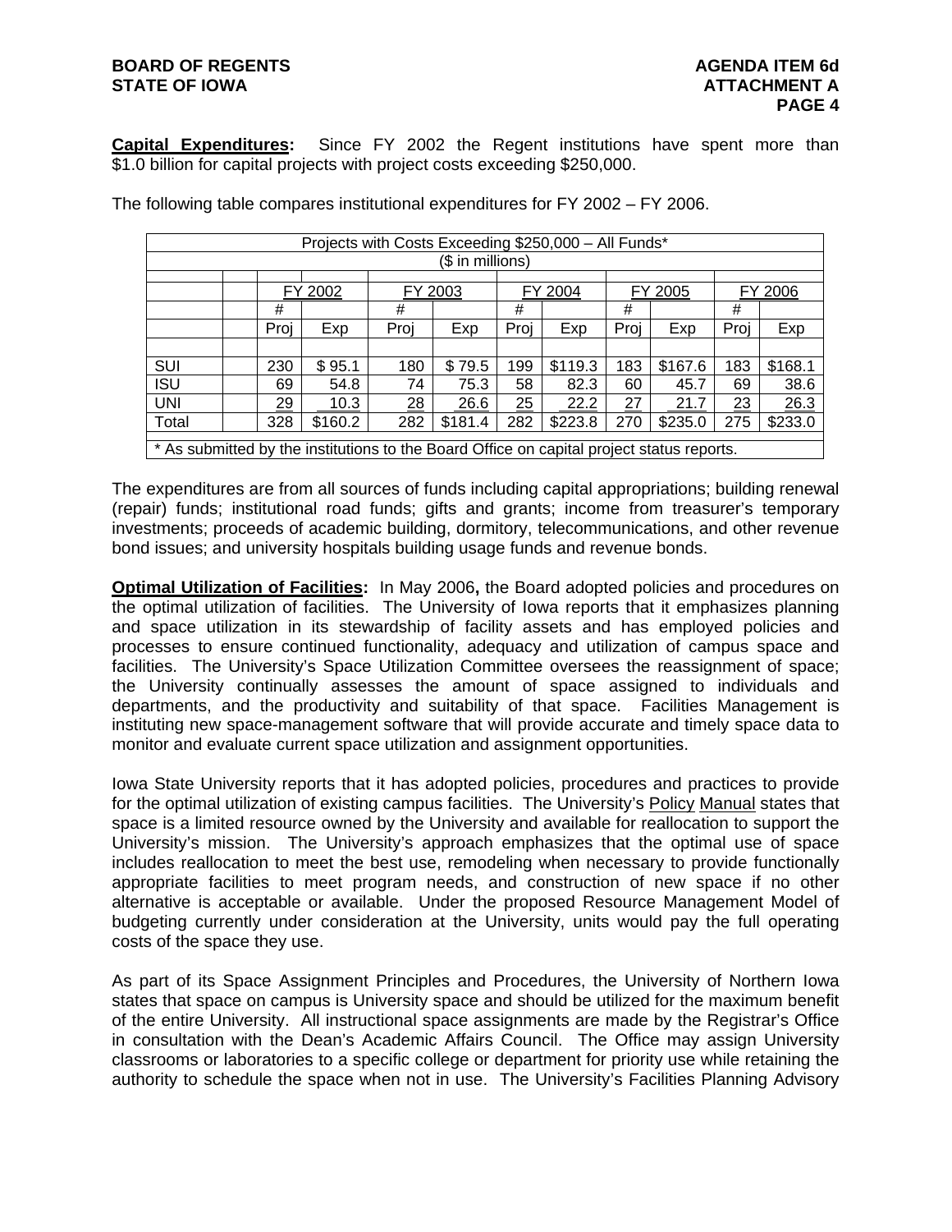**Capital Expenditures:** Since FY 2002 the Regent institutions have spent more than $1.0 billion for capital projects with project costs exceeding $250,000.

The following table compares institutional expenditures for FY 2002 – FY 2006.

Projects with Costs Exceeding $250,000 – All Funds*
($ in millions)

| | FY 2002 | | FY 2003 | | FY 2004 | | FY 2005 | | FY 2006 | |
|---|---|---|---|---|---|---|---|---|---|---|
| | # Proj | Exp | # Proj | Exp | # Proj | Exp | # Proj | Exp | # Proj | Exp |
| SUI | 230 | $ 95.1 | 180 | $ 79.5 | 199 | $119.3 | 183 | $167.6 | 183 | $168.1 |
| ISU | 69 | 54.8 | 74 | 75.3 | 58 | 82.3 | 60 | 45.7 | 69 | 38.6 |
| UNI | 29 | 10.3 | 28 | 26.6 | 25 | 22.2 | 27 | 21.7 | 23 | 26.3 |
| Total | 328 | $160.2 | 282 | $181.4 | 282 | $223.8 | 270 | $235.0 | 275 | $233.0 |

\* As submitted by the institutions to the Board Office on capital project status reports.

The expenditures are from all sources of funds including capital appropriations; building renewal (repair) funds; institutional road funds; gifts and grants; income from treasurer's temporary investments; proceeds of academic building, dormitory, telecommunications, and other revenue bond issues; and university hospitals building usage funds and revenue bonds.

**Optimal Utilization of Facilities:** In May 2006**,** the Board adopted policies and procedures on the optimal utilization of facilities. The University of Iowa reports that it emphasizes planning and space utilization in its stewardship of facility assets and has employed policies and processes to ensure continued functionality, adequacy and utilization of campus space and facilities. The University's Space Utilization Committee oversees the reassignment of space; the University continually assesses the amount of space assigned to individuals and departments, and the productivity and suitability of that space. Facilities Management is instituting new space-management software that will provide accurate and timely space data to monitor and evaluate current space utilization and assignment opportunities.

Iowa State University reports that it has adopted policies, procedures and practices to provide for the optimal utilization of existing campus facilities. The University's Policy Manual states that space is a limited resource owned by the University and available for reallocation to support the University's mission. The University's approach emphasizes that the optimal use of space includes reallocation to meet the best use, remodeling when necessary to provide functionally appropriate facilities to meet program needs, and construction of new space if no other alternative is acceptable or available. Under the proposed Resource Management Model of budgeting currently under consideration at the University, units would pay the full operating costs of the space they use.

As part of its Space Assignment Principles and Procedures, the University of Northern Iowa states that space on campus is University space and should be utilized for the maximum benefit of the entire University. All instructional space assignments are made by the Registrar's Office in consultation with the Dean's Academic Affairs Council. The Office may assign University classrooms or laboratories to a specific college or department for priority use while retaining the authority to schedule the space when not in use. The University's Facilities Planning Advisory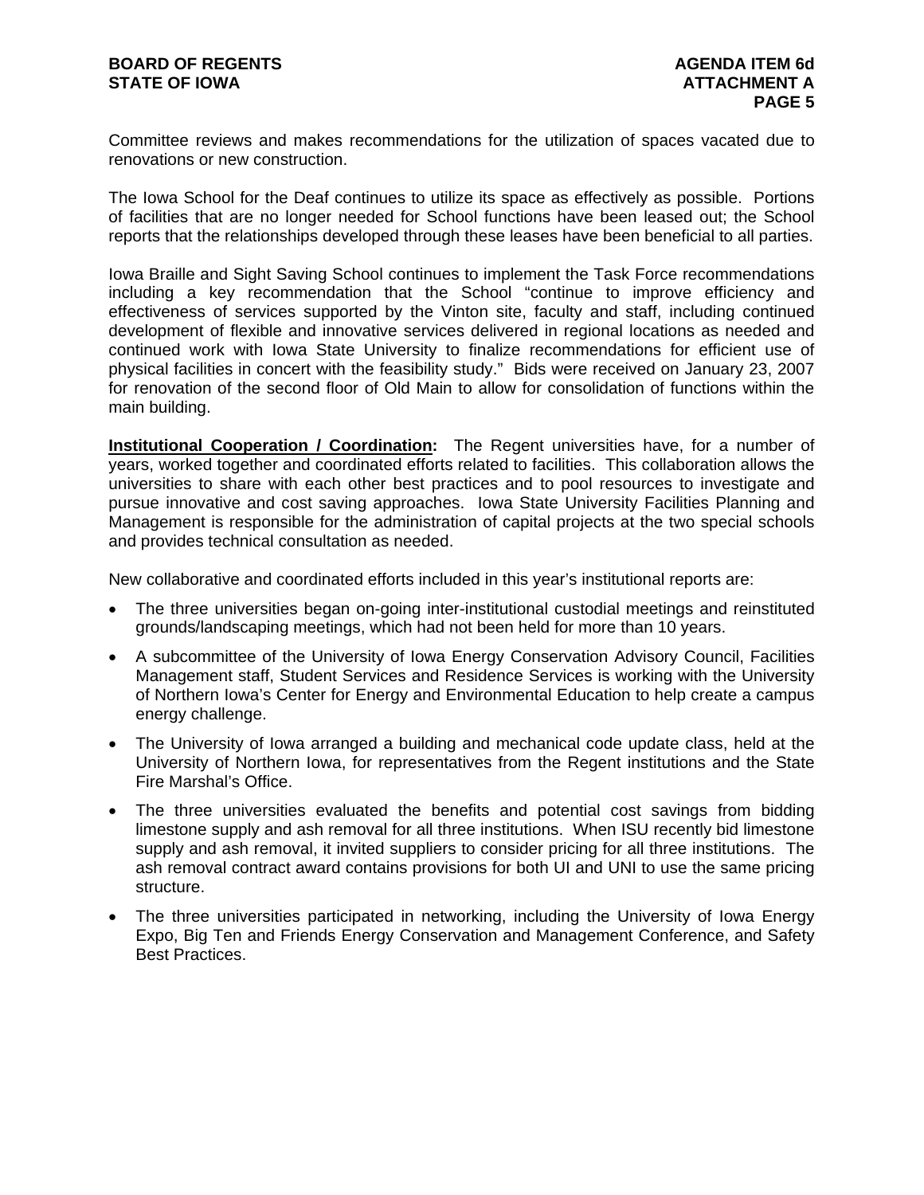Committee reviews and makes recommendations for the utilization of spaces vacated due to renovations or new construction.

The Iowa School for the Deaf continues to utilize its space as effectively as possible. Portions of facilities that are no longer needed for School functions have been leased out; the School reports that the relationships developed through these leases have been beneficial to all parties.

Iowa Braille and Sight Saving School continues to implement the Task Force recommendations including a key recommendation that the School "continue to improve efficiency and effectiveness of services supported by the Vinton site, faculty and staff, including continued development of flexible and innovative services delivered in regional locations as needed and continued work with Iowa State University to finalize recommendations for efficient use of physical facilities in concert with the feasibility study." Bids were received on January 23, 2007 for renovation of the second floor of Old Main to allow for consolidation of functions within the main building.

**Institutional Cooperation / Coordination:** The Regent universities have, for a number of years, worked together and coordinated efforts related to facilities. This collaboration allows the universities to share with each other best practices and to pool resources to investigate and pursue innovative and cost saving approaches. Iowa State University Facilities Planning and Management is responsible for the administration of capital projects at the two special schools and provides technical consultation as needed.

New collaborative and coordinated efforts included in this year's institutional reports are:

- The three universities began on-going inter-institutional custodial meetings and reinstituted grounds/landscaping meetings, which had not been held for more than 10 years.
- A subcommittee of the University of Iowa Energy Conservation Advisory Council, Facilities Management staff, Student Services and Residence Services is working with the University of Northern Iowa's Center for Energy and Environmental Education to help create a campus energy challenge.
- The University of Iowa arranged a building and mechanical code update class, held at the University of Northern Iowa, for representatives from the Regent institutions and the State Fire Marshal's Office.
- The three universities evaluated the benefits and potential cost savings from bidding limestone supply and ash removal for all three institutions. When ISU recently bid limestone supply and ash removal, it invited suppliers to consider pricing for all three institutions. The ash removal contract award contains provisions for both UI and UNI to use the same pricing structure.
- The three universities participated in networking, including the University of Iowa Energy Expo, Big Ten and Friends Energy Conservation and Management Conference, and Safety Best Practices.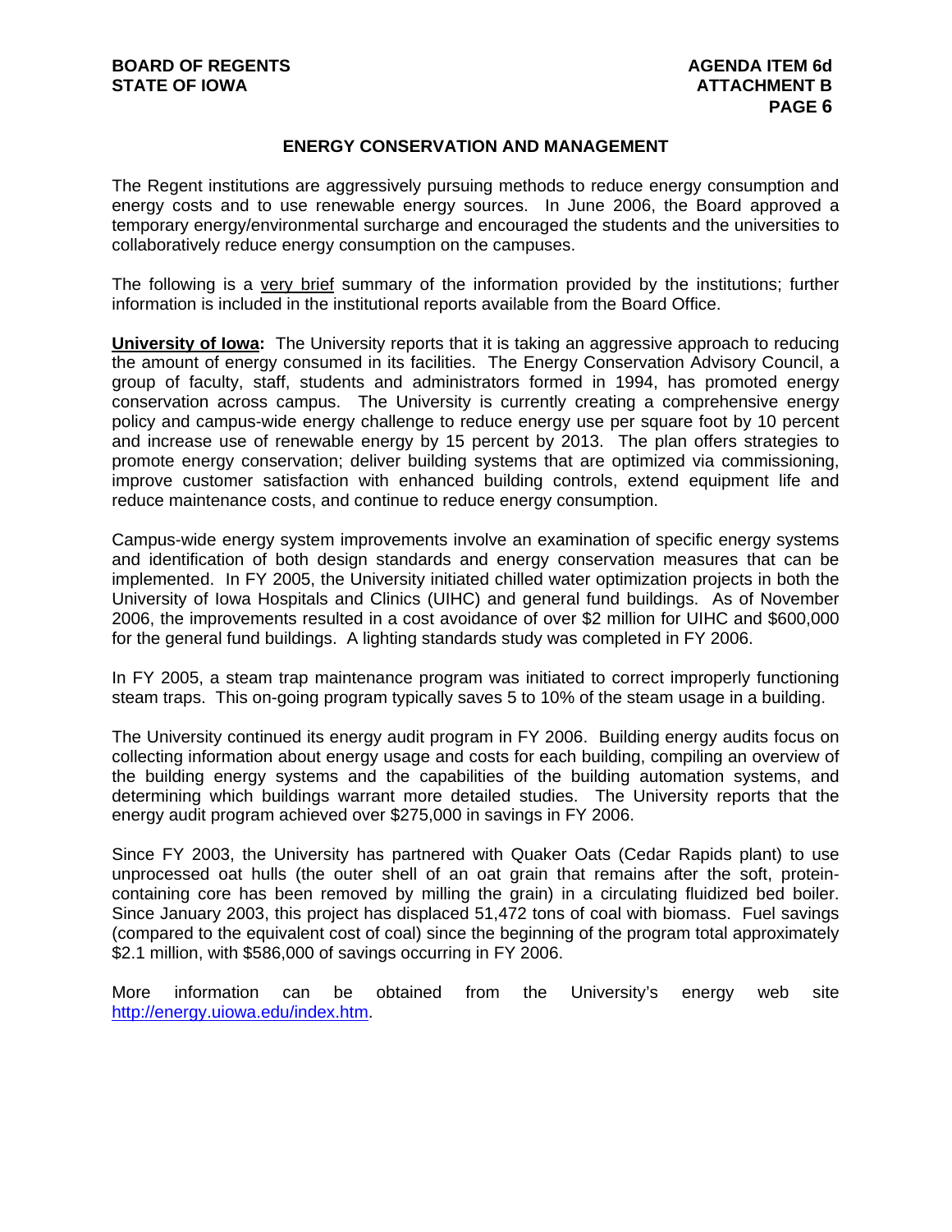## ENERGY CONSERVATION AND MANAGEMENT

The Regent institutions are aggressively pursuing methods to reduce energy consumption and energy costs and to use renewable energy sources. In June 2006, the Board approved a temporary energy/environmental surcharge and encouraged the students and the universities to collaboratively reduce energy consumption on the campuses.

The following is a very brief summary of the information provided by the institutions; further information is included in the institutional reports available from the Board Office.

**University of Iowa:** The University reports that it is taking an aggressive approach to reducing the amount of energy consumed in its facilities. The Energy Conservation Advisory Council, a group of faculty, staff, students and administrators formed in 1994, has promoted energy conservation across campus. The University is currently creating a comprehensive energy policy and campus-wide energy challenge to reduce energy use per square foot by 10 percent and increase use of renewable energy by 15 percent by 2013. The plan offers strategies to promote energy conservation; deliver building systems that are optimized via commissioning, improve customer satisfaction with enhanced building controls, extend equipment life and reduce maintenance costs, and continue to reduce energy consumption.

Campus-wide energy system improvements involve an examination of specific energy systems and identification of both design standards and energy conservation measures that can be implemented. In FY 2005, the University initiated chilled water optimization projects in both the University of Iowa Hospitals and Clinics (UIHC) and general fund buildings. As of November 2006, the improvements resulted in a cost avoidance of over $2 million for UIHC and $600,000 for the general fund buildings. A lighting standards study was completed in FY 2006.

In FY 2005, a steam trap maintenance program was initiated to correct improperly functioning steam traps. This on-going program typically saves 5 to 10% of the steam usage in a building.

The University continued its energy audit program in FY 2006. Building energy audits focus on collecting information about energy usage and costs for each building, compiling an overview of the building energy systems and the capabilities of the building automation systems, and determining which buildings warrant more detailed studies. The University reports that the energy audit program achieved over $275,000 in savings in FY 2006.

Since FY 2003, the University has partnered with Quaker Oats (Cedar Rapids plant) to use unprocessed oat hulls (the outer shell of an oat grain that remains after the soft, protein-containing core has been removed by milling the grain) in a circulating fluidized bed boiler. Since January 2003, this project has displaced 51,472 tons of coal with biomass. Fuel savings (compared to the equivalent cost of coal) since the beginning of the program total approximately $2.1 million, with $586,000 of savings occurring in FY 2006.

More information can be obtained from the University's energy web site http://energy.uiowa.edu/index.htm.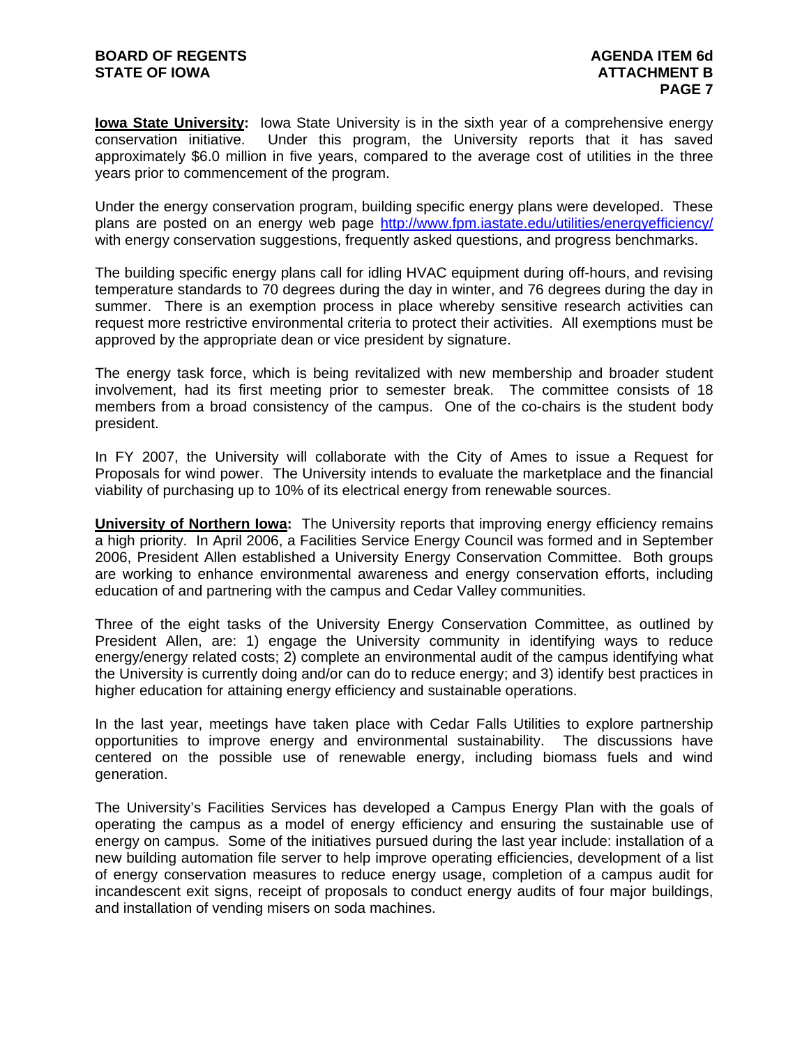**Iowa State University:** Iowa State University is in the sixth year of a comprehensive energy conservation initiative. Under this program, the University reports that it has saved approximately $6.0 million in five years, compared to the average cost of utilities in the three years prior to commencement of the program.

Under the energy conservation program, building specific energy plans were developed. These plans are posted on an energy web page http://www.fpm.iastate.edu/utilities/energyefficiency/ with energy conservation suggestions, frequently asked questions, and progress benchmarks.

The building specific energy plans call for idling HVAC equipment during off-hours, and revising temperature standards to 70 degrees during the day in winter, and 76 degrees during the day in summer. There is an exemption process in place whereby sensitive research activities can request more restrictive environmental criteria to protect their activities. All exemptions must be approved by the appropriate dean or vice president by signature.

The energy task force, which is being revitalized with new membership and broader student involvement, had its first meeting prior to semester break. The committee consists of 18 members from a broad consistency of the campus. One of the co-chairs is the student body president.

In FY 2007, the University will collaborate with the City of Ames to issue a Request for Proposals for wind power. The University intends to evaluate the marketplace and the financial viability of purchasing up to 10% of its electrical energy from renewable sources.

**University of Northern Iowa:** The University reports that improving energy efficiency remains a high priority. In April 2006, a Facilities Service Energy Council was formed and in September 2006, President Allen established a University Energy Conservation Committee. Both groups are working to enhance environmental awareness and energy conservation efforts, including education of and partnering with the campus and Cedar Valley communities.

Three of the eight tasks of the University Energy Conservation Committee, as outlined by President Allen, are: 1) engage the University community in identifying ways to reduce energy/energy related costs; 2) complete an environmental audit of the campus identifying what the University is currently doing and/or can do to reduce energy; and 3) identify best practices in higher education for attaining energy efficiency and sustainable operations.

In the last year, meetings have taken place with Cedar Falls Utilities to explore partnership opportunities to improve energy and environmental sustainability. The discussions have centered on the possible use of renewable energy, including biomass fuels and wind generation.

The University's Facilities Services has developed a Campus Energy Plan with the goals of operating the campus as a model of energy efficiency and ensuring the sustainable use of energy on campus. Some of the initiatives pursued during the last year include: installation of a new building automation file server to help improve operating efficiencies, development of a list of energy conservation measures to reduce energy usage, completion of a campus audit for incandescent exit signs, receipt of proposals to conduct energy audits of four major buildings, and installation of vending misers on soda machines.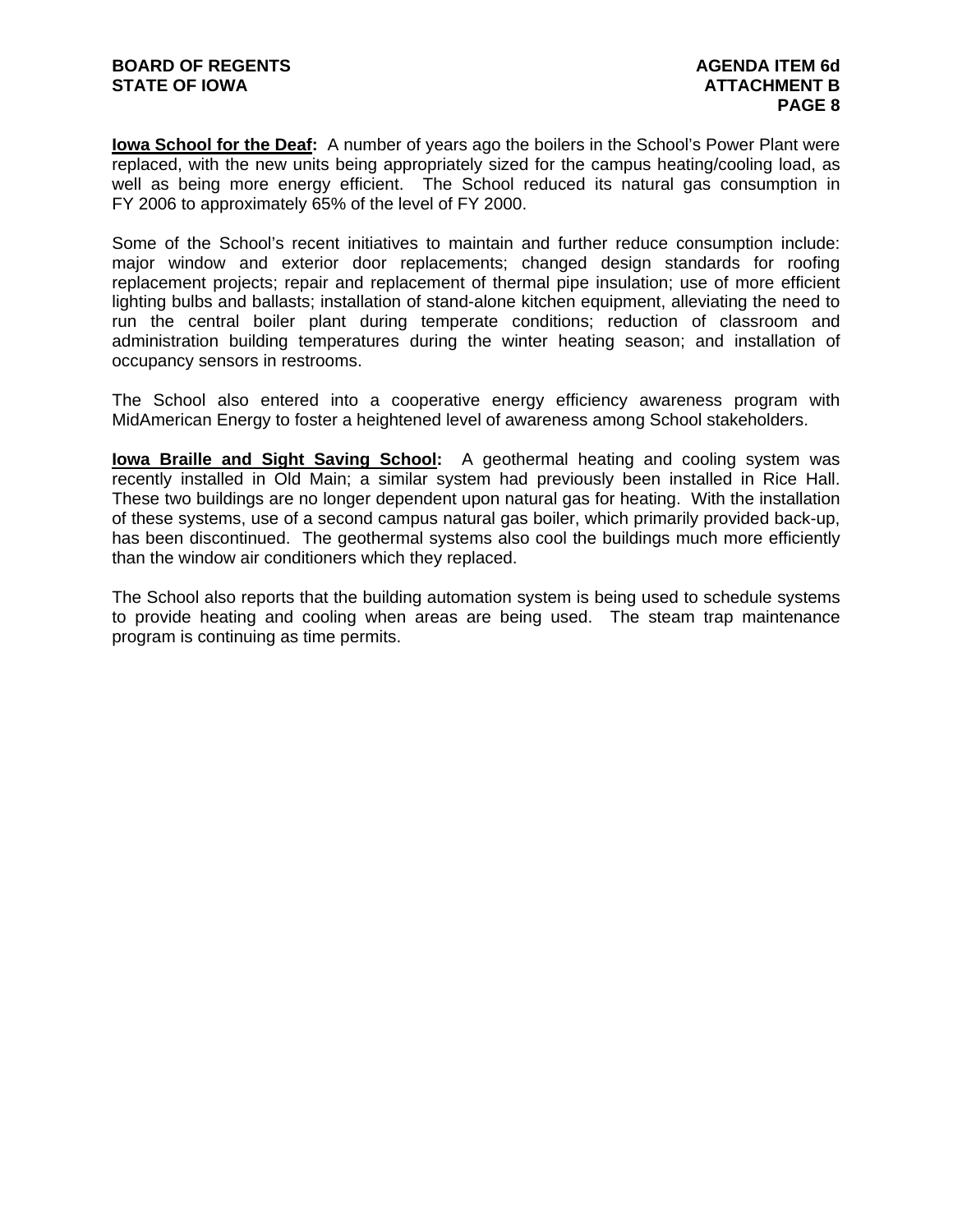**Iowa School for the Deaf:** A number of years ago the boilers in the School's Power Plant were replaced, with the new units being appropriately sized for the campus heating/cooling load, as well as being more energy efficient. The School reduced its natural gas consumption in FY 2006 to approximately 65% of the level of FY 2000.

Some of the School's recent initiatives to maintain and further reduce consumption include: major window and exterior door replacements; changed design standards for roofing replacement projects; repair and replacement of thermal pipe insulation; use of more efficient lighting bulbs and ballasts; installation of stand-alone kitchen equipment, alleviating the need to run the central boiler plant during temperate conditions; reduction of classroom and administration building temperatures during the winter heating season; and installation of occupancy sensors in restrooms.

The School also entered into a cooperative energy efficiency awareness program with MidAmerican Energy to foster a heightened level of awareness among School stakeholders.

**Iowa Braille and Sight Saving School:** A geothermal heating and cooling system was recently installed in Old Main; a similar system had previously been installed in Rice Hall. These two buildings are no longer dependent upon natural gas for heating. With the installation of these systems, use of a second campus natural gas boiler, which primarily provided back-up, has been discontinued. The geothermal systems also cool the buildings much more efficiently than the window air conditioners which they replaced.

The School also reports that the building automation system is being used to schedule systems to provide heating and cooling when areas are being used. The steam trap maintenance program is continuing as time permits.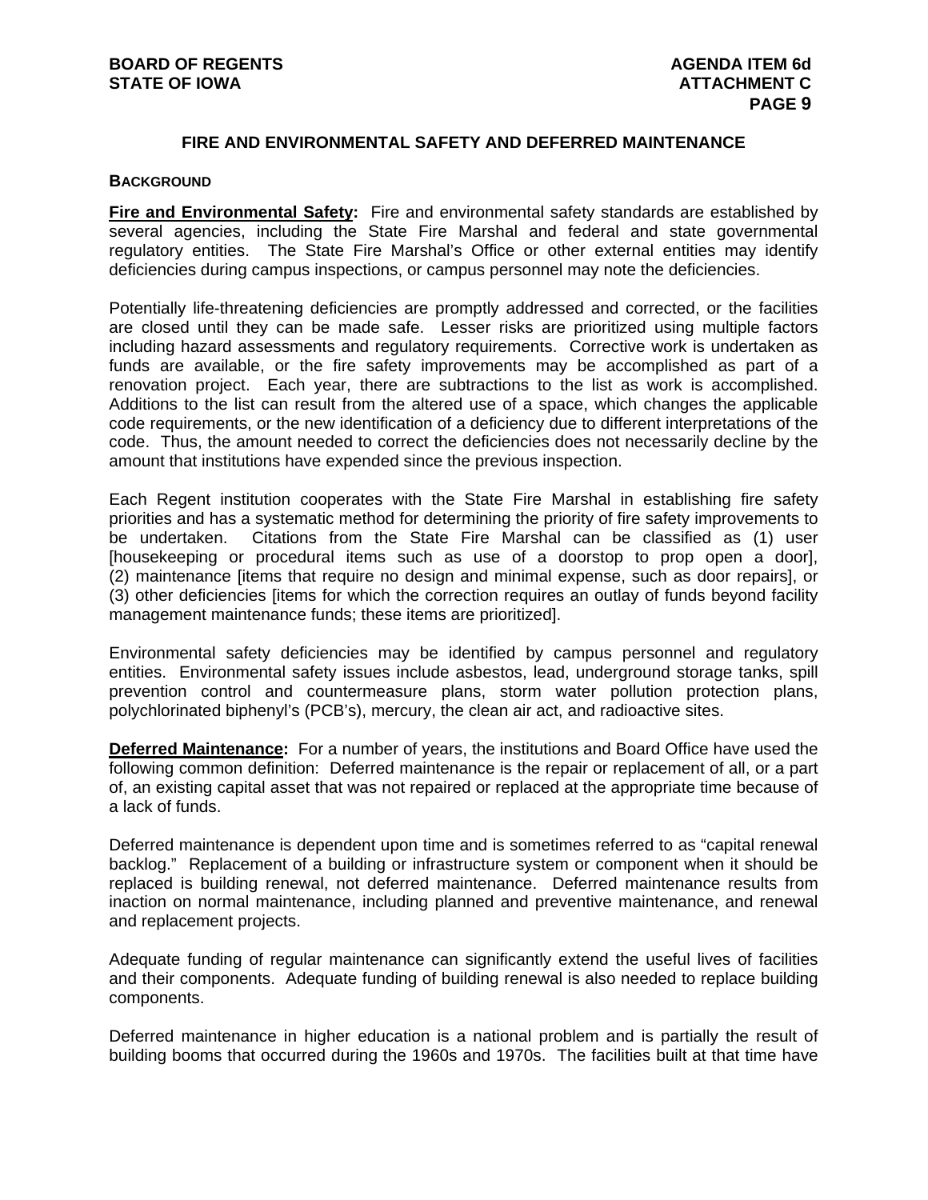## FIRE AND ENVIRONMENTAL SAFETY AND DEFERRED MAINTENANCE

### BACKGROUND

**Fire and Environmental Safety:** Fire and environmental safety standards are established by several agencies, including the State Fire Marshal and federal and state governmental regulatory entities. The State Fire Marshal's Office or other external entities may identify deficiencies during campus inspections, or campus personnel may note the deficiencies.

Potentially life-threatening deficiencies are promptly addressed and corrected, or the facilities are closed until they can be made safe. Lesser risks are prioritized using multiple factors including hazard assessments and regulatory requirements. Corrective work is undertaken as funds are available, or the fire safety improvements may be accomplished as part of a renovation project. Each year, there are subtractions to the list as work is accomplished. Additions to the list can result from the altered use of a space, which changes the applicable code requirements, or the new identification of a deficiency due to different interpretations of the code. Thus, the amount needed to correct the deficiencies does not necessarily decline by the amount that institutions have expended since the previous inspection.

Each Regent institution cooperates with the State Fire Marshal in establishing fire safety priorities and has a systematic method for determining the priority of fire safety improvements to be undertaken. Citations from the State Fire Marshal can be classified as (1) user [housekeeping or procedural items such as use of a doorstop to prop open a door], (2) maintenance [items that require no design and minimal expense, such as door repairs], or (3) other deficiencies [items for which the correction requires an outlay of funds beyond facility management maintenance funds; these items are prioritized].

Environmental safety deficiencies may be identified by campus personnel and regulatory entities. Environmental safety issues include asbestos, lead, underground storage tanks, spill prevention control and countermeasure plans, storm water pollution protection plans, polychlorinated biphenyl's (PCB's), mercury, the clean air act, and radioactive sites.

**Deferred Maintenance:** For a number of years, the institutions and Board Office have used the following common definition: Deferred maintenance is the repair or replacement of all, or a part of, an existing capital asset that was not repaired or replaced at the appropriate time because of a lack of funds.

Deferred maintenance is dependent upon time and is sometimes referred to as "capital renewal backlog." Replacement of a building or infrastructure system or component when it should be replaced is building renewal, not deferred maintenance. Deferred maintenance results from inaction on normal maintenance, including planned and preventive maintenance, and renewal and replacement projects.

Adequate funding of regular maintenance can significantly extend the useful lives of facilities and their components. Adequate funding of building renewal is also needed to replace building components.

Deferred maintenance in higher education is a national problem and is partially the result of building booms that occurred during the 1960s and 1970s. The facilities built at that time have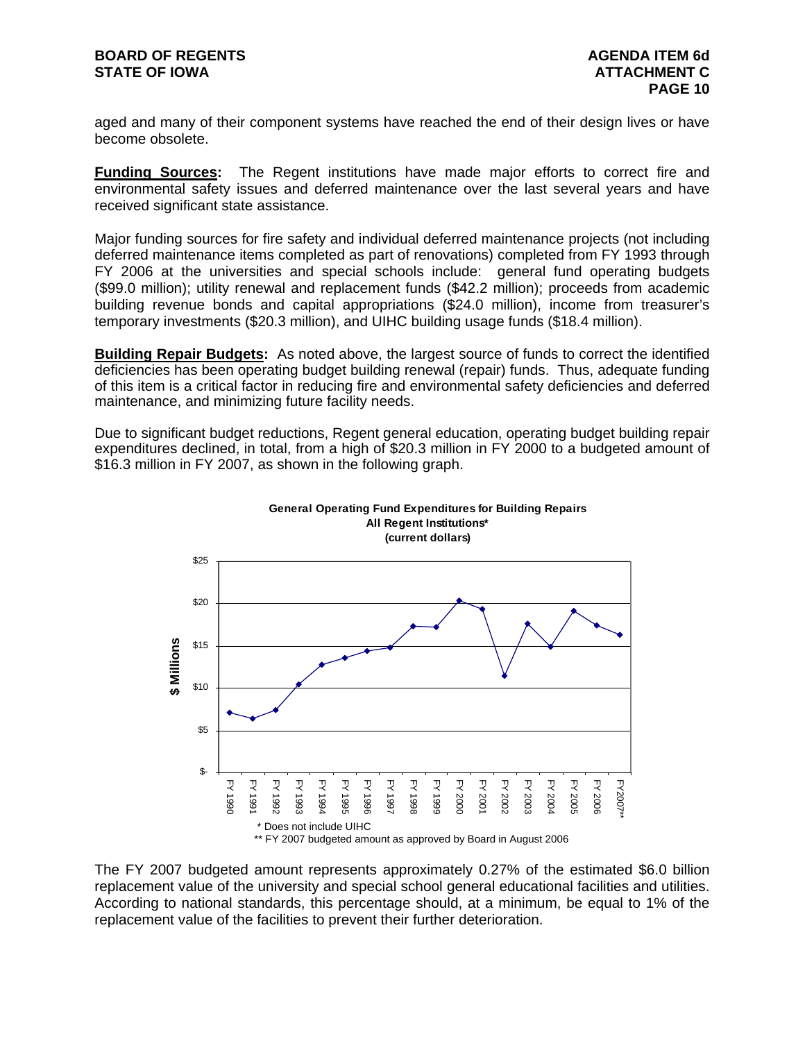aged and many of their component systems have reached the end of their design lives or have become obsolete.

**Funding Sources:** The Regent institutions have made major efforts to correct fire and environmental safety issues and deferred maintenance over the last several years and have received significant state assistance.

Major funding sources for fire safety and individual deferred maintenance projects (not including deferred maintenance items completed as part of renovations) completed from FY 1993 through FY 2006 at the universities and special schools include: general fund operating budgets ($99.0 million); utility renewal and replacement funds ($42.2 million); proceeds from academic building revenue bonds and capital appropriations ($24.0 million), income from treasurer's temporary investments ($20.3 million), and UIHC building usage funds ($18.4 million).

**Building Repair Budgets:** As noted above, the largest source of funds to correct the identified deficiencies has been operating budget building renewal (repair) funds. Thus, adequate funding of this item is a critical factor in reducing fire and environmental safety deficiencies and deferred maintenance, and minimizing future facility needs.

Due to significant budget reductions, Regent general education, operating budget building repair expenditures declined, in total, from a high of $20.3 million in FY 2000 to a budgeted amount of $16.3 million in FY 2007, as shown in the following graph.

**General Operating Fund Expenditures for Building Repairs**
**All Regent Institutions***
**(current dollars)**

\* Does not include UIHC

\*\* FY 2007 budgeted amount as approved by Board in August 2006

The FY 2007 budgeted amount represents approximately 0.27% of the estimated $6.0 billion replacement value of the university and special school general educational facilities and utilities. According to national standards, this percentage should, at a minimum, be equal to 1% of the replacement value of the facilities to prevent their further deterioration.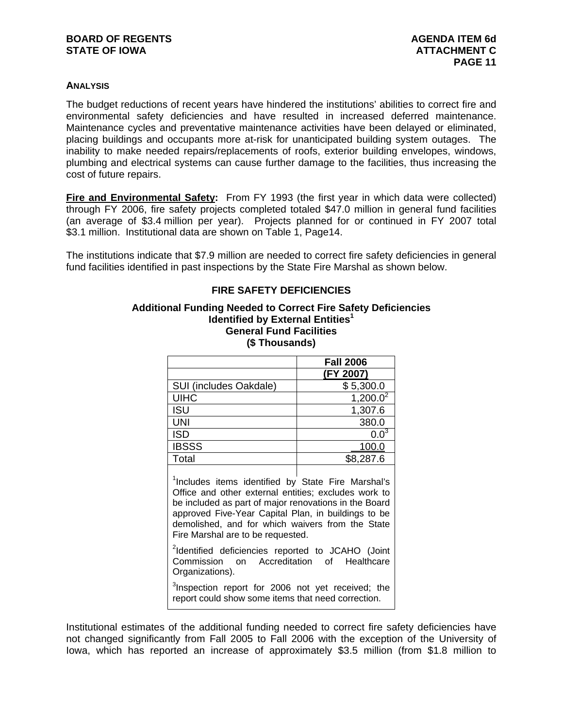## ANALYSIS

The budget reductions of recent years have hindered the institutions' abilities to correct fire and environmental safety deficiencies and have resulted in increased deferred maintenance. Maintenance cycles and preventative maintenance activities have been delayed or eliminated, placing buildings and occupants more at-risk for unanticipated building system outages. The inability to make needed repairs/replacements of roofs, exterior building envelopes, windows, plumbing and electrical systems can cause further damage to the facilities, thus increasing the cost of future repairs.

**Fire and Environmental Safety:** From FY 1993 (the first year in which data were collected) through FY 2006, fire safety projects completed totaled $47.0 million in general fund facilities (an average of $3.4 million per year). Projects planned for or continued in FY 2007 total $3.1 million. Institutional data are shown on Table 1, Page14.

The institutions indicate that $7.9 million are needed to correct fire safety deficiencies in general fund facilities identified in past inspections by the State Fire Marshal as shown below.

### FIRE SAFETY DEFICIENCIES

**Additional Funding Needed to Correct Fire Safety Deficiencies Identified by External Entities[1]**
**General Fund Facilities**
**($ Thousands)**

| | Fall 2006 (FY 2007) |
|---|---|
| SUI (includes Oakdale) | $ 5,300.0 |
| UIHC | 1,200.0[2] |
| ISU | 1,307.6 |
| UNI | 380.0 |
| ISD | 0.0[3] |
| IBSSS | 100.0 |
| Total | $8,287.6 |

[1]Includes items identified by State Fire Marshal's Office and other external entities; excludes work to be included as part of major renovations in the Board approved Five-Year Capital Plan, in buildings to be demolished, and for which waivers from the State Fire Marshal are to be requested.

[2]Identified deficiencies reported to JCAHO (Joint Commission on Accreditation of Healthcare Organizations).

[3]Inspection report for 2006 not yet received; the report could show some items that need correction.

Institutional estimates of the additional funding needed to correct fire safety deficiencies have not changed significantly from Fall 2005 to Fall 2006 with the exception of the University of Iowa, which has reported an increase of approximately $3.5 million (from $1.8 million to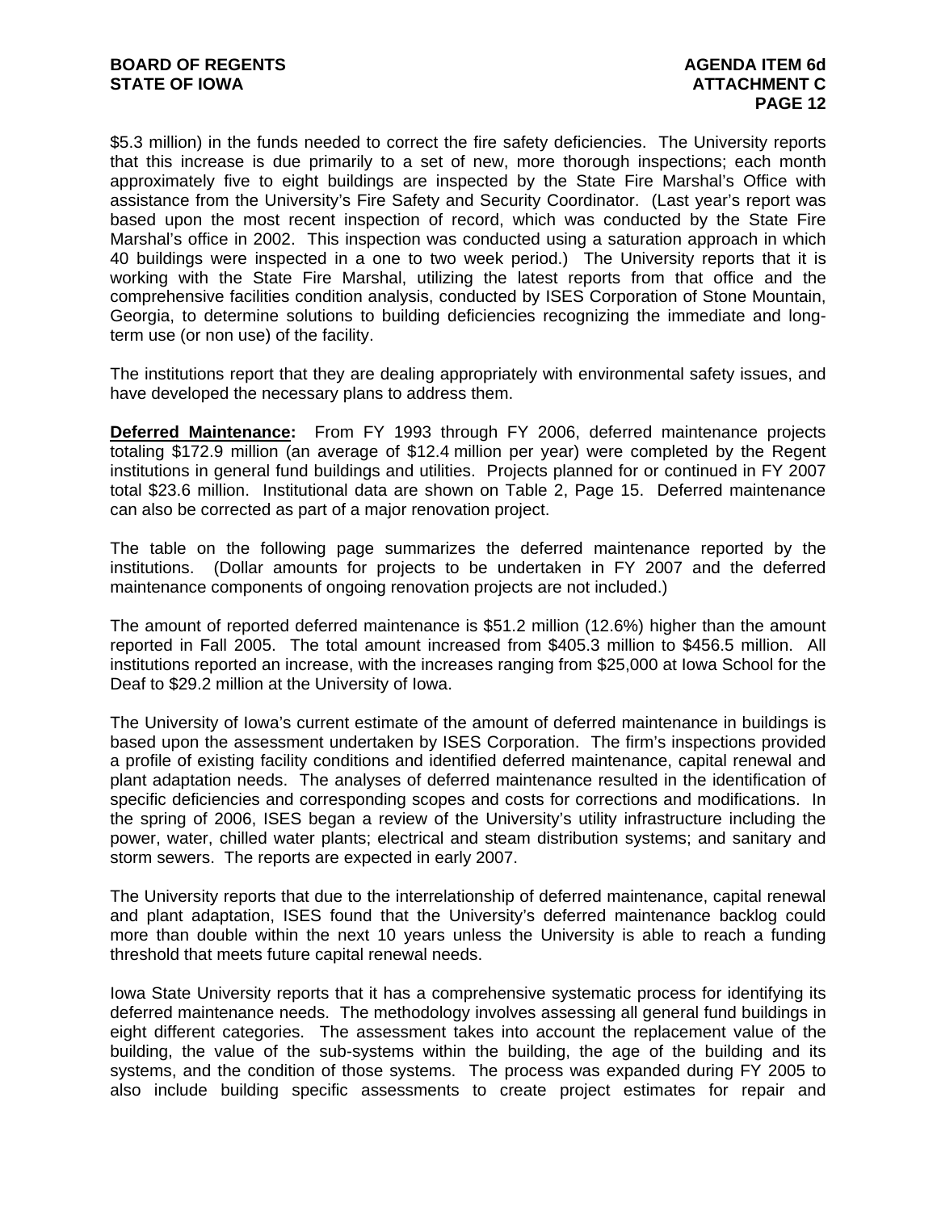$5.3 million) in the funds needed to correct the fire safety deficiencies. The University reports that this increase is due primarily to a set of new, more thorough inspections; each month approximately five to eight buildings are inspected by the State Fire Marshal's Office with assistance from the University's Fire Safety and Security Coordinator. (Last year's report was based upon the most recent inspection of record, which was conducted by the State Fire Marshal's office in 2002. This inspection was conducted using a saturation approach in which 40 buildings were inspected in a one to two week period.) The University reports that it is working with the State Fire Marshal, utilizing the latest reports from that office and the comprehensive facilities condition analysis, conducted by ISES Corporation of Stone Mountain, Georgia, to determine solutions to building deficiencies recognizing the immediate and long-term use (or non use) of the facility.

The institutions report that they are dealing appropriately with environmental safety issues, and have developed the necessary plans to address them.

**Deferred Maintenance:** From FY 1993 through FY 2006, deferred maintenance projects totaling $172.9 million (an average of $12.4 million per year) were completed by the Regent institutions in general fund buildings and utilities. Projects planned for or continued in FY 2007 total $23.6 million. Institutional data are shown on Table 2, Page 15. Deferred maintenance can also be corrected as part of a major renovation project.

The table on the following page summarizes the deferred maintenance reported by the institutions. (Dollar amounts for projects to be undertaken in FY 2007 and the deferred maintenance components of ongoing renovation projects are not included.)

The amount of reported deferred maintenance is $51.2 million (12.6%) higher than the amount reported in Fall 2005. The total amount increased from $405.3 million to $456.5 million. All institutions reported an increase, with the increases ranging from $25,000 at Iowa School for the Deaf to $29.2 million at the University of Iowa.

The University of Iowa's current estimate of the amount of deferred maintenance in buildings is based upon the assessment undertaken by ISES Corporation. The firm's inspections provided a profile of existing facility conditions and identified deferred maintenance, capital renewal and plant adaptation needs. The analyses of deferred maintenance resulted in the identification of specific deficiencies and corresponding scopes and costs for corrections and modifications. In the spring of 2006, ISES began a review of the University's utility infrastructure including the power, water, chilled water plants; electrical and steam distribution systems; and sanitary and storm sewers. The reports are expected in early 2007.

The University reports that due to the interrelationship of deferred maintenance, capital renewal and plant adaptation, ISES found that the University's deferred maintenance backlog could more than double within the next 10 years unless the University is able to reach a funding threshold that meets future capital renewal needs.

Iowa State University reports that it has a comprehensive systematic process for identifying its deferred maintenance needs. The methodology involves assessing all general fund buildings in eight different categories. The assessment takes into account the replacement value of the building, the value of the sub-systems within the building, the age of the building and its systems, and the condition of those systems. The process was expanded during FY 2005 to also include building specific assessments to create project estimates for repair and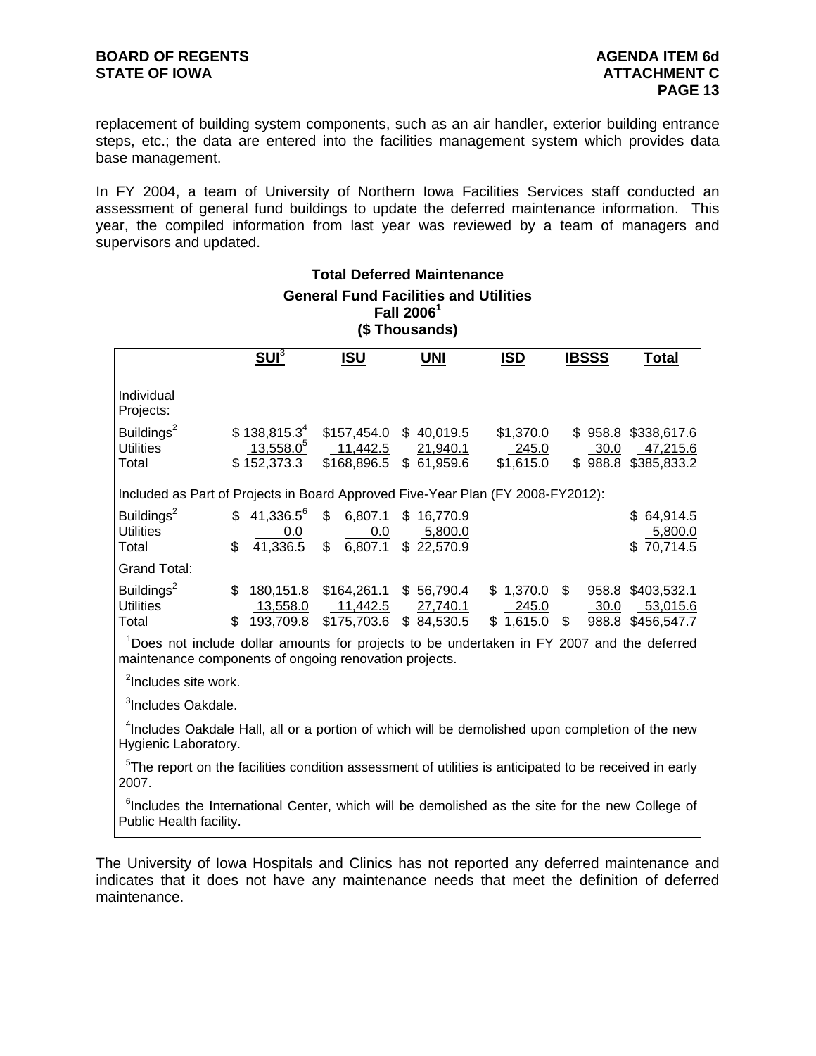replacement of building system components, such as an air handler, exterior building entrance steps, etc.; the data are entered into the facilities management system which provides data base management.

In FY 2004, a team of University of Northern Iowa Facilities Services staff conducted an assessment of general fund buildings to update the deferred maintenance information. This year, the compiled information from last year was reviewed by a team of managers and supervisors and updated.

**Total Deferred Maintenance**
**General Fund Facilities and Utilities**
**Fall 2006[1]**
**($ Thousands)**

| | SUI[3] | ISU | UNI | ISD | IBSSS | Total |
|---|---|---|---|---|---|---|
| **Individual Projects:** | | | | | | |
| Buildings[2] | $ 138,815.3[4] | $157,454.0 | $ 40,019.5 | $1,370.0 | $ 958.8 | $338,617.6 |
| Utilities | 13,558.0[5] | 11,442.5 | 21,940.1 | 245.0 | 30.0 | 47,215.6 |
| Total | $ 152,373.3 | $168,896.5 | $ 61,959.6 | $1,615.0 | $ 988.8 | $385,833.2 |
| **Included as Part of Projects in Board Approved Five-Year Plan (FY 2008-FY2012):** | | | | | | |
| Buildings[2] | $ 41,336.5[6] | $ 6,807.1 | $ 16,770.9 | | | $ 64,914.5 |
| Utilities | 0.0 | 0.0 | 5,800.0 | | | 5,800.0 |
| Total | $ 41,336.5 | $ 6,807.1 | $ 22,570.9 | | | $ 70,714.5 |
| **Grand Total:** | | | | | | |
| Buildings[2] | $ 180,151.8 | $164,261.1 | $ 56,790.4 | $ 1,370.0 | $ 958.8 | $403,532.1 |
| Utilities | 13,558.0 | 11,442.5 | 27,740.1 | 245.0 | 30.0 | 53,015.6 |
| Total | $ 193,709.8 | $175,703.6 | $ 84,530.5 | $ 1,615.0 | $ 988.8 | $456,547.7 |

[1]Does not include dollar amounts for projects to be undertaken in FY 2007 and the deferred maintenance components of ongoing renovation projects.

[2]Includes site work.

[3]Includes Oakdale.

[4]Includes Oakdale Hall, all or a portion of which will be demolished upon completion of the new Hygienic Laboratory.

[5]The report on the facilities condition assessment of utilities is anticipated to be received in early 2007.

[6]Includes the International Center, which will be demolished as the site for the new College of Public Health facility.

The University of Iowa Hospitals and Clinics has not reported any deferred maintenance and indicates that it does not have any maintenance needs that meet the definition of deferred maintenance.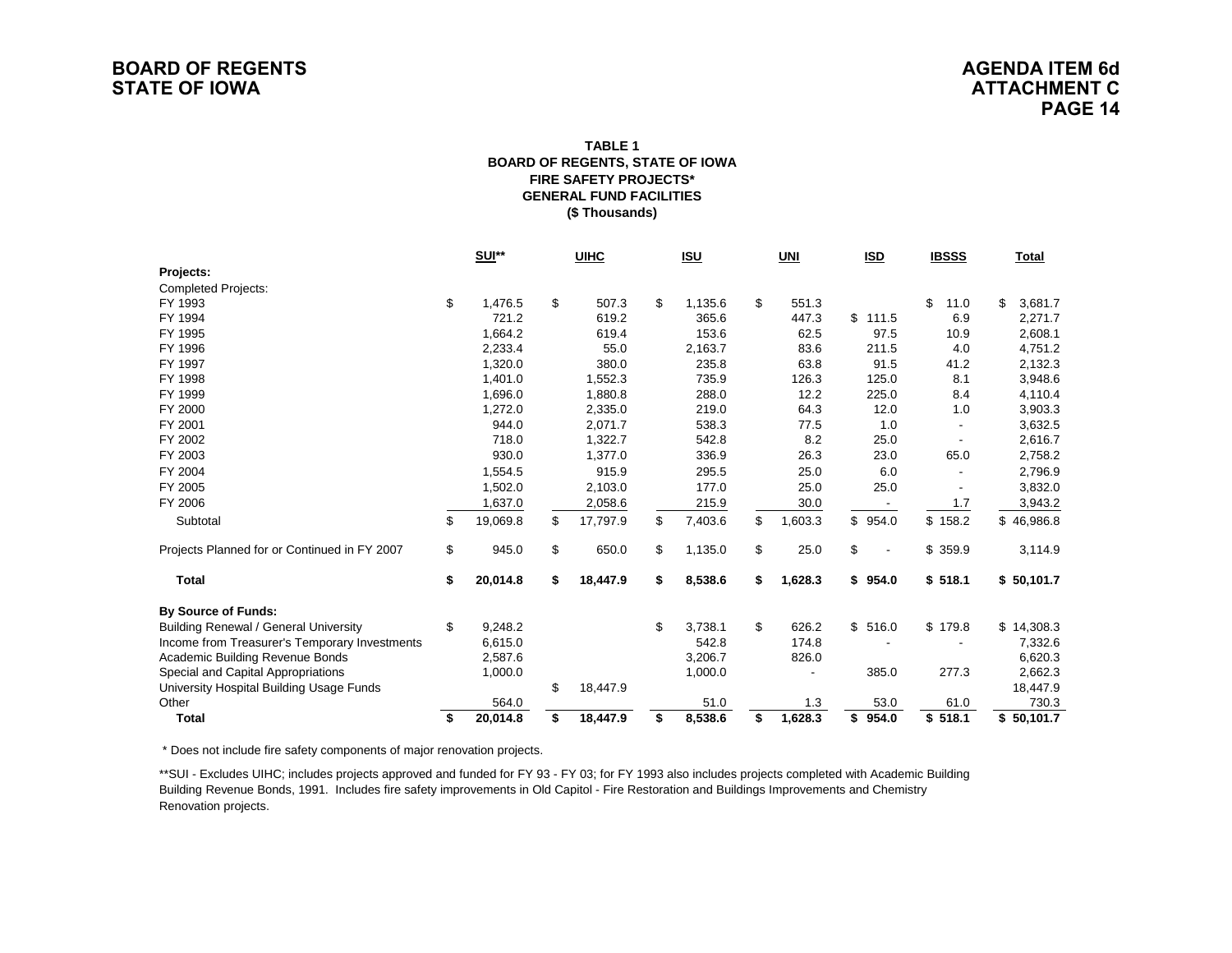**TABLE 1**
**BOARD OF REGENTS, STATE OF IOWA**
**FIRE SAFETY PROJECTS***
**GENERAL FUND FACILITIES**
**($ Thousands)**

| | SUI** | UIHC | ISU | UNI | ISD | IBSSS | Total |
|---|---|---|---|---|---|---|---|
| **Projects:** | | | | | | | |
| Completed Projects: | | | | | | | |
| FY 1993 | $ 1,476.5 | $ 507.3 | $ 1,135.6 | $ 551.3 | | $ 11.0 | $ 3,681.7 |
| FY 1994 | 721.2 | 619.2 | 365.6 | 447.3 | $ 111.5 | 6.9 | 2,271.7 |
| FY 1995 | 1,664.2 | 619.4 | 153.6 | 62.5 | 97.5 | 10.9 | 2,608.1 |
| FY 1996 | 2,233.4 | 55.0 | 2,163.7 | 83.6 | 211.5 | 4.0 | 4,751.2 |
| FY 1997 | 1,320.0 | 380.0 | 235.8 | 63.8 | 91.5 | 41.2 | 2,132.3 |
| FY 1998 | 1,401.0 | 1,552.3 | 735.9 | 126.3 | 125.0 | 8.1 | 3,948.6 |
| FY 1999 | 1,696.0 | 1,880.8 | 288.0 | 12.2 | 225.0 | 8.4 | 4,110.4 |
| FY 2000 | 1,272.0 | 2,335.0 | 219.0 | 64.3 | 12.0 | 1.0 | 3,903.3 |
| FY 2001 | 944.0 | 2,071.7 | 538.3 | 77.5 | 1.0 | - | 3,632.5 |
| FY 2002 | 718.0 | 1,322.7 | 542.8 | 8.2 | 25.0 | - | 2,616.7 |
| FY 2003 | 930.0 | 1,377.0 | 336.9 | 26.3 | 23.0 | 65.0 | 2,758.2 |
| FY 2004 | 1,554.5 | 915.9 | 295.5 | 25.0 | 6.0 | - | 2,796.9 |
| FY 2005 | 1,502.0 | 2,103.0 | 177.0 | 25.0 | 25.0 | - | 3,832.0 |
| FY 2006 | 1,637.0 | 2,058.6 | 215.9 | 30.0 | - | 1.7 | 3,943.2 |
| Subtotal | $ 19,069.8 | $ 17,797.9 | $ 7,403.6 | $ 1,603.3 | $ 954.0 | $ 158.2 | $ 46,986.8 |
| Projects Planned for or Continued in FY 2007 | $ 945.0 | $ 650.0 | $ 1,135.0 | $ 25.0 | $ - | $ 359.9 | 3,114.9 |
| **Total** | **$ 20,014.8** | **$ 18,447.9** | **$ 8,538.6** | **$ 1,628.3** | **$ 954.0** | **$ 518.1** | **$ 50,101.7** |
| **By Source of Funds:** | | | | | | | |
| Building Renewal / General University | $ 9,248.2 | | $ 3,738.1 | $ 626.2 | $ 516.0 | $ 179.8 | $ 14,308.3 |
| Income from Treasurer's Temporary Investments | 6,615.0 | | 542.8 | 174.8 | - | - | 7,332.6 |
| Academic Building Revenue Bonds | 2,587.6 | | 3,206.7 | 826.0 | | | 6,620.3 |
| Special and Capital Appropriations | 1,000.0 | | 1,000.0 | - | 385.0 | 277.3 | 2,662.3 |
| University Hospital Building Usage Funds | | $ 18,447.9 | | | | | 18,447.9 |
| Other | 564.0 | | 51.0 | 1.3 | 53.0 | 61.0 | 730.3 |
| **Total** | **$ 20,014.8** | **$ 18,447.9** | **$ 8,538.6** | **$ 1,628.3** | **$ 954.0** | **$ 518.1** | **$ 50,101.7** |

\* Does not include fire safety components of major renovation projects.

**SUI - Excludes UIHC; includes projects approved and funded for FY 93 - FY 03; for FY 1993 also includes projects completed with Academic Building Building Revenue Bonds, 1991. Includes fire safety improvements in Old Capitol - Fire Restoration and Buildings Improvements and Chemistry Renovation projects.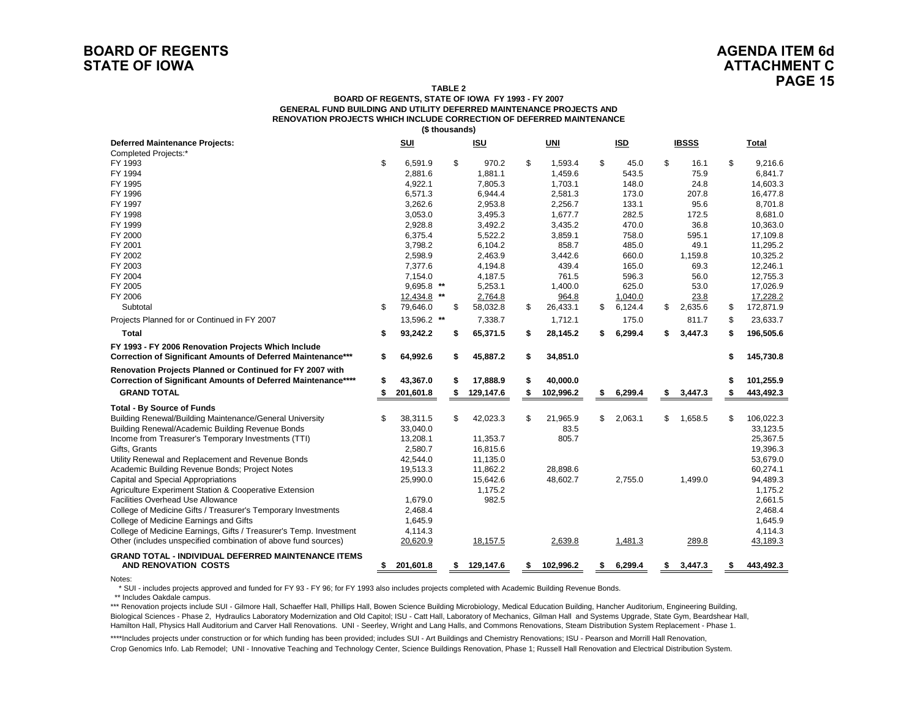BOARD OF REGENTS
STATE OF IOWA

AGENDA ITEM 6d
ATTACHMENT C

**TABLE 2**
**BOARD OF REGENTS, STATE OF IOWA FY 1993 - FY 2007**
**GENERAL FUND BUILDING AND UTILITY DEFERRED MAINTENANCE PROJECTS AND RENOVATION PROJECTS WHICH INCLUDE CORRECTION OF DEFERRED MAINTENANCE**
**($ thousands)**

| Deferred Maintenance Projects: | SUI | ISU | UNI | ISD | IBSSS | Total |
|---|---|---|---|---|---|---|
| Completed Projects:* | | | | | | |
| FY 1993 | $ 6,591.9 | $ 970.2 | $ 1,593.4 | $ 45.0 | $ 16.1 | $ 9,216.6 |
| FY 1994 | 2,881.6 | 1,881.1 | 1,459.6 | 543.5 | 75.9 | 6,841.7 |
| FY 1995 | 4,922.1 | 7,805.3 | 1,703.1 | 148.0 | 24.8 | 14,603.3 |
| FY 1996 | 6,571.3 | 6,944.4 | 2,581.3 | 173.0 | 207.8 | 16,477.8 |
| FY 1997 | 3,262.6 | 2,953.8 | 2,256.7 | 133.1 | 95.6 | 8,701.8 |
| FY 1998 | 3,053.0 | 3,495.3 | 1,677.7 | 282.5 | 172.5 | 8,681.0 |
| FY 1999 | 2,928.8 | 3,492.2 | 3,435.2 | 470.0 | 36.8 | 10,363.0 |
| FY 2000 | 6,375.4 | 5,522.2 | 3,859.1 | 758.0 | 595.1 | 17,109.8 |
| FY 2001 | 3,798.2 | 6,104.2 | 858.7 | 485.0 | 49.1 | 11,295.2 |
| FY 2002 | 2,598.9 | 2,463.9 | 3,442.6 | 660.0 | 1,159.8 | 10,325.2 |
| FY 2003 | 7,377.6 | 4,194.8 | 439.4 | 165.0 | 69.3 | 12,246.1 |
| FY 2004 | 7,154.0 | 4,187.5 | 761.5 | 596.3 | 56.0 | 12,755.3 |
| FY 2005 | 9,695.8 ** | 5,253.1 | 1,400.0 | 625.0 | 53.0 | 17,026.9 |
| FY 2006 | 12,434.8 ** | 2,764.8 | 964.8 | 1,040.0 | 23.8 | 17,228.2 |
| Subtotal | $ 79,646.0 | $ 58,032.8 | $ 26,433.1 | $ 6,124.4 | $ 2,635.6 | $ 172,871.9 |
| Projects Planned for or Continued in FY 2007 | 13,596.2 ** | 7,338.7 | 1,712.1 | 175.0 | 811.7 | $ 23,633.7 |
| **Total** | **$ 93,242.2** | **$ 65,371.5** | **$ 28,145.2** | **$ 6,299.4** | **$ 3,447.3** | **$ 196,505.6** |
| **FY 1993 - FY 2006 Renovation Projects Which Include Correction of Significant Amounts of Deferred Maintenance*** ** | **$ 64,992.6** | **$ 45,887.2** | **$ 34,851.0** | | | **$ 145,730.8** |
| **Renovation Projects Planned or Continued for FY 2007 with Correction of Significant Amounts of Deferred Maintenance******* | **$ 43,367.0** | **$ 17,888.9** | **$ 40,000.0** | | | **$ 101,255.9** |
| **GRAND TOTAL** | **$ 201,601.8** | **$ 129,147.6** | **$ 102,996.2** | **$ 6,299.4** | **$ 3,447.3** | **$ 443,492.3** |
| **Total - By Source of Funds** | | | | | | |
| Building Renewal/Building Maintenance/General University | $ 38,311.5 | $ 42,023.3 | $ 21,965.9 | $ 2,063.1 | $ 1,658.5 | $ 106,022.3 |
| Building Renewal/Academic Building Revenue Bonds | 33,040.0 | | 83.5 | | | 33,123.5 |
| Income from Treasurer's Temporary Investments (TTI) | 13,208.1 | 11,353.7 | 805.7 | | | 25,367.5 |
| Gifts, Grants | 2,580.7 | 16,815.6 | | | | 19,396.3 |
| Utility Renewal and Replacement and Revenue Bonds | 42,544.0 | 11,135.0 | | | | 53,679.0 |
| Academic Building Revenue Bonds; Project Notes | 19,513.3 | 11,862.2 | 28,898.6 | | | 60,274.1 |
| Capital and Special Appropriations | 25,990.0 | 15,642.6 | 48,602.7 | 2,755.0 | 1,499.0 | 94,489.3 |
| Agriculture Experiment Station & Cooperative Extension | | 1,175.2 | | | | 1,175.2 |
| Facilities Overhead Use Allowance | 1,679.0 | 982.5 | | | | 2,661.5 |
| College of Medicine Gifts / Treasurer's Temporary Investments | 2,468.4 | | | | | 2,468.4 |
| College of Medicine Earnings and Gifts | 1,645.9 | | | | | 1,645.9 |
| College of Medicine Earnings, Gifts / Treasurer's Temp. Investment | 4,114.3 | | | | | 4,114.3 |
| Other (includes unspecified combination of above fund sources) | 20,620.9 | 18,157.5 | 2,639.8 | 1,481.3 | 289.8 | 43,189.3 |
| **GRAND TOTAL - INDIVIDUAL DEFERRED MAINTENANCE ITEMS AND RENOVATION COSTS** | **$ 201,601.8** | **$ 129,147.6** | **$ 102,996.2** | **$ 6,299.4** | **$ 3,447.3** | **$ 443,492.3** |

Notes:

\* SUI - includes projects approved and funded for FY 93 - FY 96; for FY 1993 also includes projects completed with Academic Building Revenue Bonds.

\** Includes Oakdale campus.

\*** Renovation projects include SUI - Gilmore Hall, Schaeffer Hall, Phillips Hall, Bowen Science Building Microbiology, Medical Education Building, Hancher Auditorium, Engineering Building, Biological Sciences - Phase 2, Hydraulics Laboratory Modernization and Old Capitol; ISU - Catt Hall, Laboratory of Mechanics, Gilman Hall and Systems Upgrade, State Gym, Beardshear Hall, Hamilton Hall, Physics Hall Auditorium and Carver Hall Renovations. UNI - Seerley, Wright and Lang Halls, and Commons Renovations, Steam Distribution System Replacement - Phase 1.

\****Includes projects under construction or for which funding has been provided; includes SUI - Art Buildings and Chemistry Renovations; ISU - Pearson and Morrill Hall Renovation, Crop Genomics Info. Lab Remodel; UNI - Innovative Teaching and Technology Center, Science Buildings Renovation, Phase 1; Russell Hall Renovation and Electrical Distribution System.